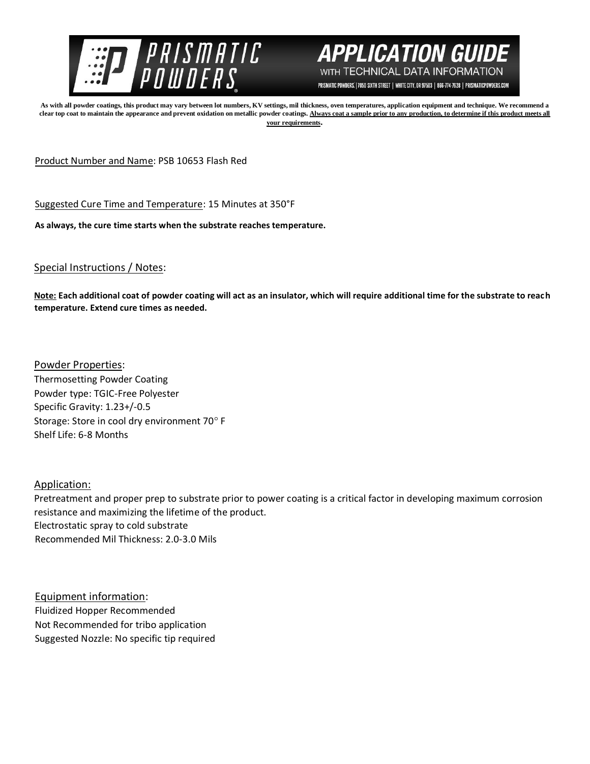# PRISMATIC POWDERS — APPLICATION GUIDE WITH TECHNICAL DATA INFORMATION

PRISMATIC POWDERS. | 7050 SIXTH STREET | WHITE CITY, OR 97503 | 866-774-7628 | PRISMATICPOWDERS.COM

**As with all powder coatings, this product may vary between lot numbers, KV settings, mil thickness, oven temperatures, application equipment and technique. We recommend a clear top coat to maintain the appearance and prevent oxidation on metallic powder coatings. <u>Always coat a sample prior to any production, to determine if this product meets all your requirements</u>.**

<u>Product Number and Name</u>: PSB 10653 Flash Red

<u>Suggested Cure Time and Temperature</u>: 15 Minutes at 350°F

**As always, the cure time starts when the substrate reaches temperature.**

<u>Special Instructions / Notes</u>:

**<u>Note:</u> Each additional coat of powder coating will act as an insulator, which will require additional time for the substrate to reach temperature. Extend cure times as needed.**

<u>Powder Properties</u>:
Thermosetting Powder Coating
Powder type: TGIC-Free Polyester
Specific Gravity: 1.23+/-0.5
Storage: Store in cool dry environment 70° F
Shelf Life: 6-8 Months

<u>Application:</u>
Pretreatment and proper prep to substrate prior to power coating is a critical factor in developing maximum corrosion resistance and maximizing the lifetime of the product.
Electrostatic spray to cold substrate
Recommended Mil Thickness: 2.0-3.0 Mils

<u>Equipment information</u>:
Fluidized Hopper Recommended
Not Recommended for tribo application
Suggested Nozzle: No specific tip required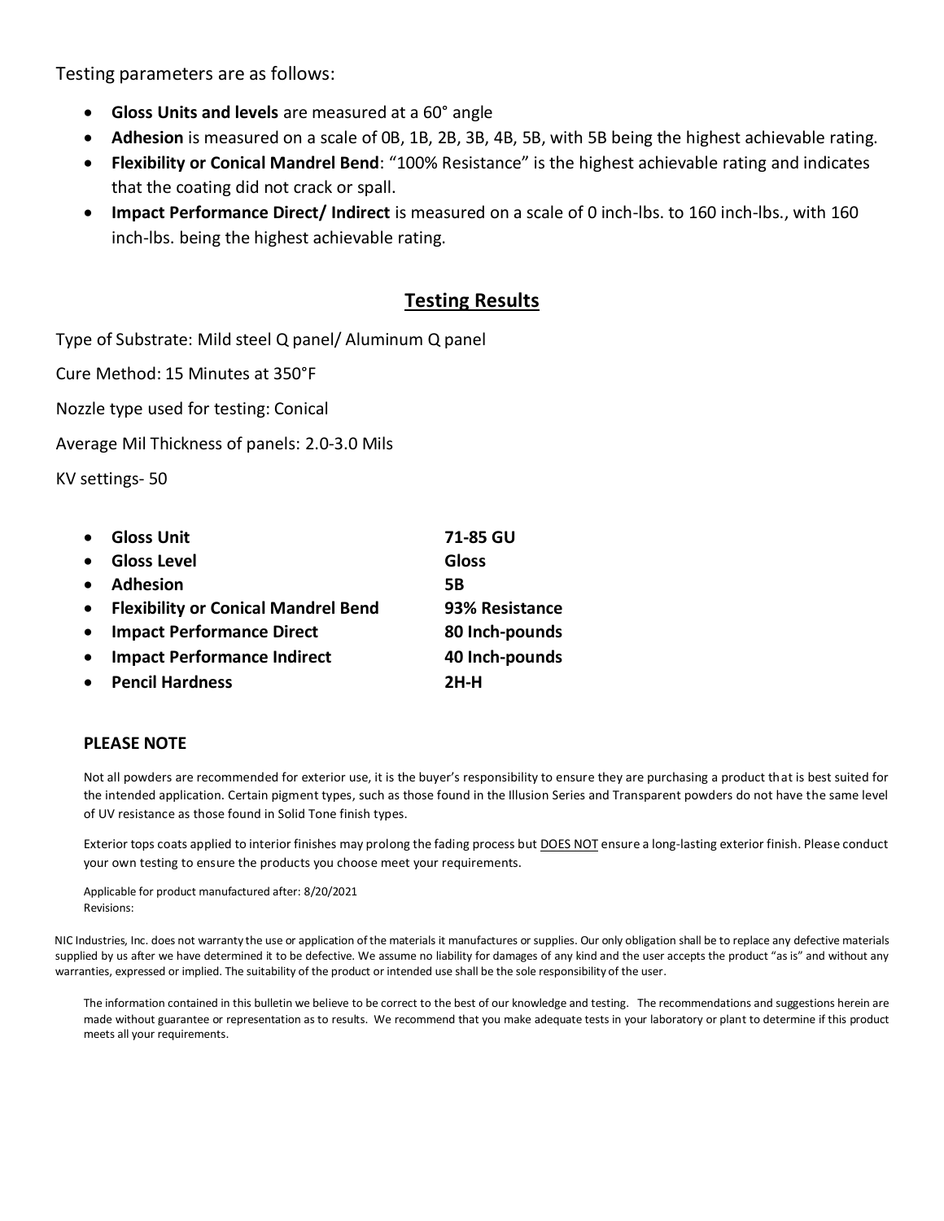Testing parameters are as follows:

- **Gloss Units and levels** are measured at a 60° angle
- **Adhesion** is measured on a scale of 0B, 1B, 2B, 3B, 4B, 5B, with 5B being the highest achievable rating.
- **Flexibility or Conical Mandrel Bend**: "100% Resistance" is the highest achievable rating and indicates that the coating did not crack or spall.
- **Impact Performance Direct/ Indirect** is measured on a scale of 0 inch-lbs. to 160 inch-lbs., with 160 inch-lbs. being the highest achievable rating.

## Testing Results

Type of Substrate: Mild steel Q panel/ Aluminum Q panel

Cure Method: 15 Minutes at 350°F

Nozzle type used for testing: Conical

Average Mil Thickness of panels: 2.0-3.0 Mils

KV settings- 50

- **Gloss Unit** **71-85 GU**
- **Gloss Level** **Gloss**
- **Adhesion** **5B**
- **Flexibility or Conical Mandrel Bend** **93% Resistance**
- **Impact Performance Direct** **80 Inch-pounds**
- **Impact Performance Indirect** **40 Inch-pounds**
- **Pencil Hardness** **2H-H**

### PLEASE NOTE

Not all powders are recommended for exterior use, it is the buyer's responsibility to ensure they are purchasing a product that is best suited for the intended application. Certain pigment types, such as those found in the Illusion Series and Transparent powders do not have the same level of UV resistance as those found in Solid Tone finish types.

Exterior tops coats applied to interior finishes may prolong the fading process but DOES NOT ensure a long-lasting exterior finish. Please conduct your own testing to ensure the products you choose meet your requirements.

Applicable for product manufactured after: 8/20/2021
Revisions:

NIC Industries, Inc. does not warranty the use or application of the materials it manufactures or supplies. Our only obligation shall be to replace any defective materials supplied by us after we have determined it to be defective. We assume no liability for damages of any kind and the user accepts the product "as is" and without any warranties, expressed or implied. The suitability of the product or intended use shall be the sole responsibility of the user.

The information contained in this bulletin we believe to be correct to the best of our knowledge and testing. The recommendations and suggestions herein are made without guarantee or representation as to results. We recommend that you make adequate tests in your laboratory or plant to determine if this product meets all your requirements.